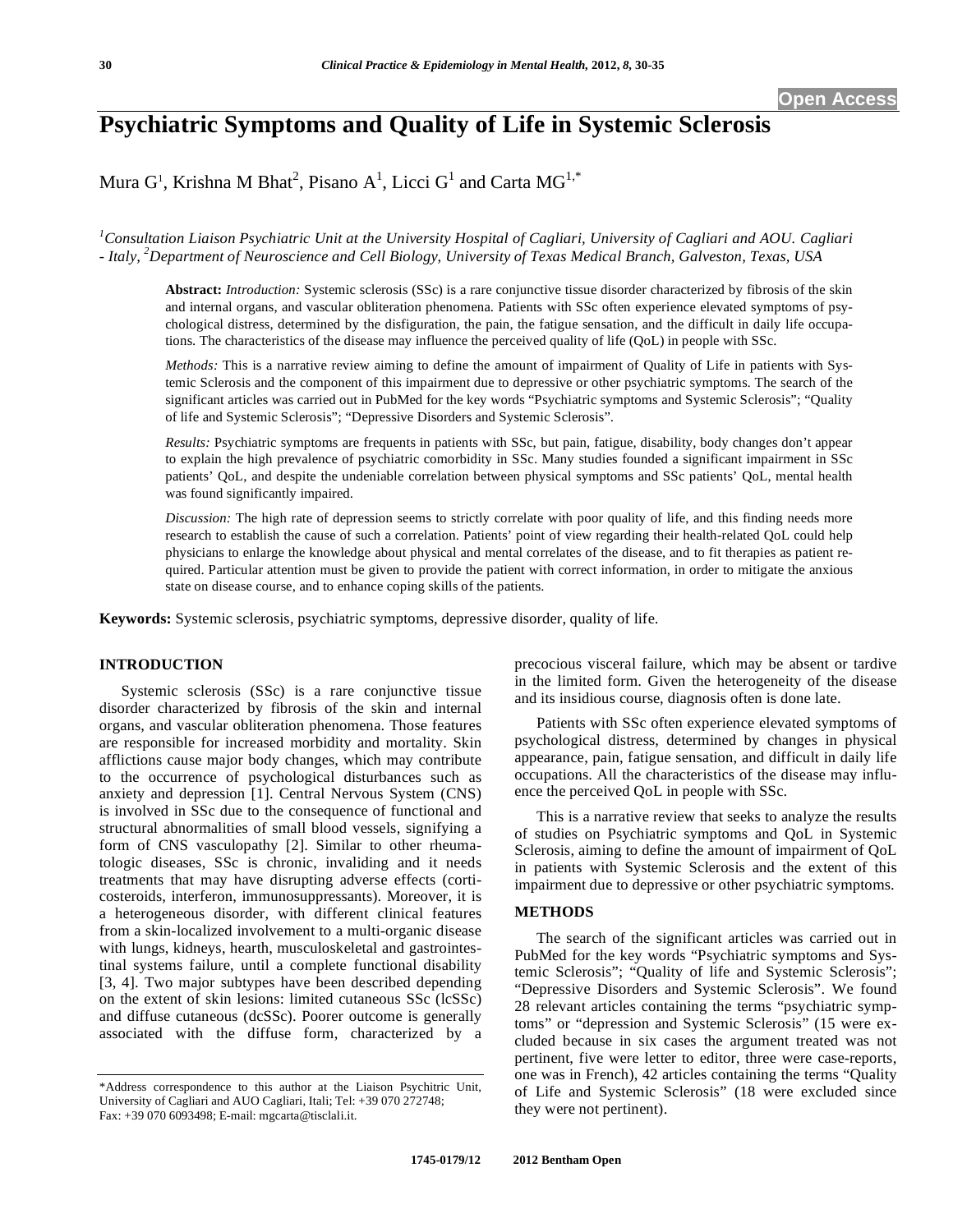Open Access

# Psychiatric Symptoms and Quality of Life in Systemic Sclerosis

Mura G[1], Krishna M Bhat[2], Pisano A[1], Licci G[1] and Carta MG[1,*]

[1]*Consultation Liaison Psychiatric Unit at the University Hospital of Cagliari, University of Cagliari and AOU. Cagliari - Italy,* [2]*Department of Neuroscience and Cell Biology, University of Texas Medical Branch, Galveston, Texas, USA*

**Abstract:** *Introduction:* Systemic sclerosis (SSc) is a rare conjunctive tissue disorder characterized by fibrosis of the skin and internal organs, and vascular obliteration phenomena. Patients with SSc often experience elevated symptoms of psychological distress, determined by the disfiguration, the pain, the fatigue sensation, and the difficult in daily life occupations. The characteristics of the disease may influence the perceived quality of life (QoL) in people with SSc.

*Methods:* This is a narrative review aiming to define the amount of impairment of Quality of Life in patients with Systemic Sclerosis and the component of this impairment due to depressive or other psychiatric symptoms. The search of the significant articles was carried out in PubMed for the key words "Psychiatric symptoms and Systemic Sclerosis"; "Quality of life and Systemic Sclerosis"; "Depressive Disorders and Systemic Sclerosis".

*Results:* Psychiatric symptoms are frequents in patients with SSc, but pain, fatigue, disability, body changes don't appear to explain the high prevalence of psychiatric comorbidity in SSc. Many studies founded a significant impairment in SSc patients' QoL, and despite the undeniable correlation between physical symptoms and SSc patients' QoL, mental health was found significantly impaired.

*Discussion:* The high rate of depression seems to strictly correlate with poor quality of life, and this finding needs more research to establish the cause of such a correlation. Patients' point of view regarding their health-related QoL could help physicians to enlarge the knowledge about physical and mental correlates of the disease, and to fit therapies as patient required. Particular attention must be given to provide the patient with correct information, in order to mitigate the anxious state on disease course, and to enhance coping skills of the patients.

**Keywords:** Systemic sclerosis, psychiatric symptoms, depressive disorder, quality of life.

## INTRODUCTION

Systemic sclerosis (SSc) is a rare conjunctive tissue disorder characterized by fibrosis of the skin and internal organs, and vascular obliteration phenomena. Those features are responsible for increased morbidity and mortality. Skin afflictions cause major body changes, which may contribute to the occurrence of psychological disturbances such as anxiety and depression [1]. Central Nervous System (CNS) is involved in SSc due to the consequence of functional and structural abnormalities of small blood vessels, signifying a form of CNS vasculopathy [2]. Similar to other rheumatologic diseases, SSc is chronic, invaliding and it needs treatments that may have disrupting adverse effects (corticosteroids, interferon, immunosuppressants). Moreover, it is a heterogeneous disorder, with different clinical features from a skin-localized involvement to a multi-organic disease with lungs, kidneys, hearth, musculoskeletal and gastrointestinal systems failure, until a complete functional disability [3, 4]. Two major subtypes have been described depending on the extent of skin lesions: limited cutaneous SSc (lcSSc) and diffuse cutaneous (dcSSc). Poorer outcome is generally associated with the diffuse form, characterized by a precocious visceral failure, which may be absent or tardive in the limited form. Given the heterogeneity of the disease and its insidious course, diagnosis often is done late.

Patients with SSc often experience elevated symptoms of psychological distress, determined by changes in physical appearance, pain, fatigue sensation, and difficult in daily life occupations. All the characteristics of the disease may influence the perceived QoL in people with SSc.

This is a narrative review that seeks to analyze the results of studies on Psychiatric symptoms and QoL in Systemic Sclerosis, aiming to define the amount of impairment of QoL in patients with Systemic Sclerosis and the extent of this impairment due to depressive or other psychiatric symptoms.

## METHODS

The search of the significant articles was carried out in PubMed for the key words "Psychiatric symptoms and Systemic Sclerosis"; "Quality of life and Systemic Sclerosis"; "Depressive Disorders and Systemic Sclerosis". We found 28 relevant articles containing the terms "psychiatric symptoms" or "depression and Systemic Sclerosis" (15 were excluded because in six cases the argument treated was not pertinent, five were letter to editor, three were case-reports, one was in French), 42 articles containing the terms "Quality of Life and Systemic Sclerosis" (18 were excluded since they were not pertinent).

*Address correspondence to this author at the Liaison Psychitric Unit, University of Cagliari and AUO Cagliari, Itali; Tel: +39 070 272748; Fax: +39 070 6093498; E-mail: mgcarta@tisclali.it.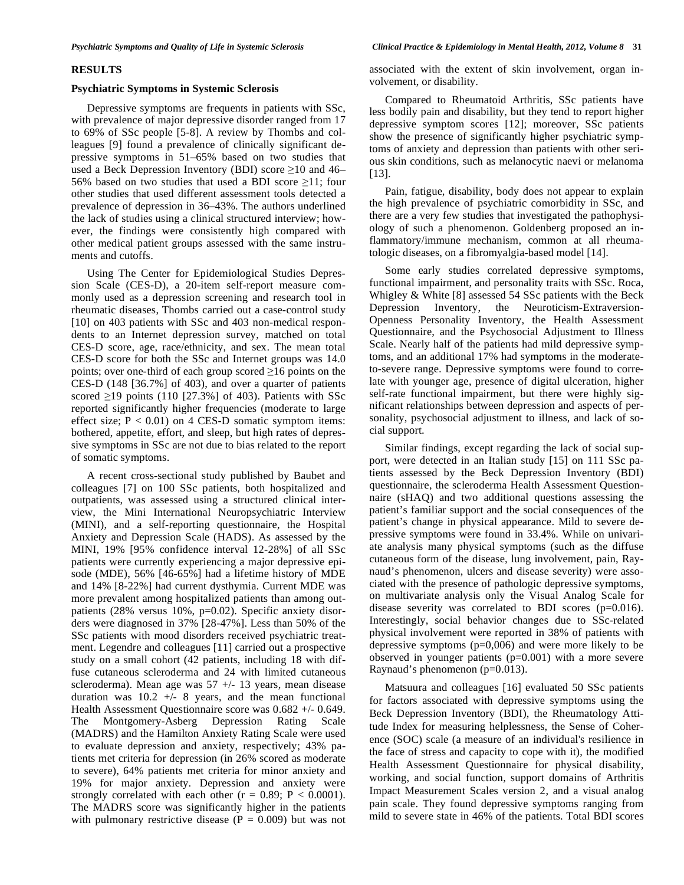## RESULTS

### Psychiatric Symptoms in Systemic Sclerosis

Depressive symptoms are frequents in patients with SSc, with prevalence of major depressive disorder ranged from 17 to 69% of SSc people [5-8]. A review by Thombs and colleagues [9] found a prevalence of clinically significant depressive symptoms in 51–65% based on two studies that used a Beck Depression Inventory (BDI) score ≥10 and 46–56% based on two studies that used a BDI score ≥11; four other studies that used different assessment tools detected a prevalence of depression in 36–43%. The authors underlined the lack of studies using a clinical structured interview; however, the findings were consistently high compared with other medical patient groups assessed with the same instruments and cutoffs.

Using The Center for Epidemiological Studies Depression Scale (CES-D), a 20-item self-report measure commonly used as a depression screening and research tool in rheumatic diseases, Thombs carried out a case-control study [10] on 403 patients with SSc and 403 non-medical respondents to an Internet depression survey, matched on total CES-D score, age, race/ethnicity, and sex. The mean total CES-D score for both the SSc and Internet groups was 14.0 points; over one-third of each group scored ≥16 points on the CES-D (148 [36.7%] of 403), and over a quarter of patients scored ≥19 points (110 [27.3%] of 403). Patients with SSc reported significantly higher frequencies (moderate to large effect size; $P < 0.01$) on 4 CES-D somatic symptom items: bothered, appetite, effort, and sleep, but high rates of depressive symptoms in SSc are not due to bias related to the report of somatic symptoms.

A recent cross-sectional study published by Baubet and colleagues [7] on 100 SSc patients, both hospitalized and outpatients, was assessed using a structured clinical interview, the Mini International Neuropsychiatric Interview (MINI), and a self-reporting questionnaire, the Hospital Anxiety and Depression Scale (HADS). As assessed by the MINI, 19% [95% confidence interval 12-28%] of all SSc patients were currently experiencing a major depressive episode (MDE), 56% [46-65%] had a lifetime history of MDE and 14% [8-22%] had current dysthymia. Current MDE was more prevalent among hospitalized patients than among outpatients (28% versus 10%, p=0.02). Specific anxiety disorders were diagnosed in 37% [28-47%]. Less than 50% of the SSc patients with mood disorders received psychiatric treatment. Legendre and colleagues [11] carried out a prospective study on a small cohort (42 patients, including 18 with diffuse cutaneous scleroderma and 24 with limited cutaneous scleroderma). Mean age was 57 +/- 13 years, mean disease duration was 10.2 +/- 8 years, and the mean functional Health Assessment Questionnaire score was 0.682 +/- 0.649. The Montgomery-Asberg Depression Rating Scale (MADRS) and the Hamilton Anxiety Rating Scale were used to evaluate depression and anxiety, respectively; 43% patients met criteria for depression (in 26% scored as moderate to severe), 64% patients met criteria for minor anxiety and 19% for major anxiety. Depression and anxiety were strongly correlated with each other ($r = 0.89$; $P < 0.0001$). The MADRS score was significantly higher in the patients with pulmonary restrictive disease ($P = 0.009$) but was not associated with the extent of skin involvement, organ involvement, or disability.

Compared to Rheumatoid Arthritis, SSc patients have less bodily pain and disability, but they tend to report higher depressive symptom scores [12]; moreover, SSc patients show the presence of significantly higher psychiatric symptoms of anxiety and depression than patients with other serious skin conditions, such as melanocytic naevi or melanoma [13].

Pain, fatigue, disability, body does not appear to explain the high prevalence of psychiatric comorbidity in SSc, and there are a very few studies that investigated the pathophysiology of such a phenomenon. Goldenberg proposed an inflammatory/immune mechanism, common at all rheumatologic diseases, on a fibromyalgia-based model [14].

Some early studies correlated depressive symptoms, functional impairment, and personality traits with SSc. Roca, Whigley & White [8] assessed 54 SSc patients with the Beck Depression Inventory, the Neuroticism-Extraversion-Openness Personality Inventory, the Health Assessment Questionnaire, and the Psychosocial Adjustment to Illness Scale. Nearly half of the patients had mild depressive symptoms, and an additional 17% had symptoms in the moderate-to-severe range. Depressive symptoms were found to correlate with younger age, presence of digital ulceration, higher self-rate functional impairment, but there were highly significant relationships between depression and aspects of personality, psychosocial adjustment to illness, and lack of social support.

Similar findings, except regarding the lack of social support, were detected in an Italian study [15] on 111 SSc patients assessed by the Beck Depression Inventory (BDI) questionnaire, the scleroderma Health Assessment Questionnaire (sHAQ) and two additional questions assessing the patient's familiar support and the social consequences of the patient's change in physical appearance. Mild to severe depressive symptoms were found in 33.4%. While on univariate analysis many physical symptoms (such as the diffuse cutaneous form of the disease, lung involvement, pain, Raynaud's phenomenon, ulcers and disease severity) were associated with the presence of pathologic depressive symptoms, on multivariate analysis only the Visual Analog Scale for disease severity was correlated to BDI scores (p=0.016). Interestingly, social behavior changes due to SSc-related physical involvement were reported in 38% of patients with depressive symptoms (p=0,006) and were more likely to be observed in younger patients (p=0.001) with a more severe Raynaud's phenomenon (p=0.013).

Matsuura and colleagues [16] evaluated 50 SSc patients for factors associated with depressive symptoms using the Beck Depression Inventory (BDI), the Rheumatology Attitude Index for measuring helplessness, the Sense of Coherence (SOC) scale (a measure of an individual's resilience in the face of stress and capacity to cope with it), the modified Health Assessment Questionnaire for physical disability, working, and social function, support domains of Arthritis Impact Measurement Scales version 2, and a visual analog pain scale. They found depressive symptoms ranging from mild to severe state in 46% of the patients. Total BDI scores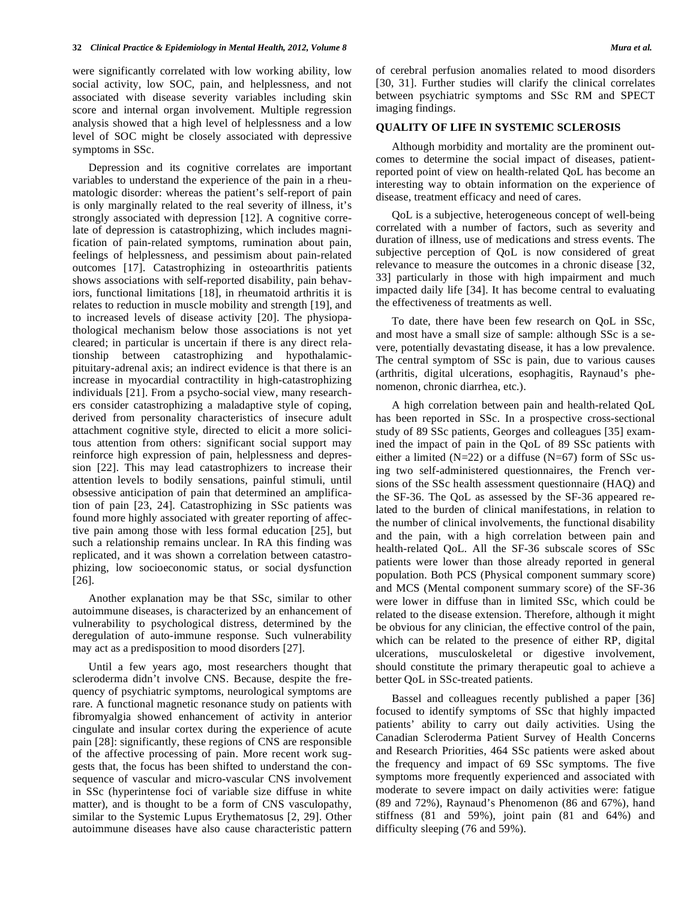were significantly correlated with low working ability, low social activity, low SOC, pain, and helplessness, and not associated with disease severity variables including skin score and internal organ involvement. Multiple regression analysis showed that a high level of helplessness and a low level of SOC might be closely associated with depressive symptoms in SSc.

Depression and its cognitive correlates are important variables to understand the experience of the pain in a rheumatologic disorder: whereas the patient's self-report of pain is only marginally related to the real severity of illness, it's strongly associated with depression [12]. A cognitive correlate of depression is catastrophizing, which includes magnification of pain-related symptoms, rumination about pain, feelings of helplessness, and pessimism about pain-related outcomes [17]. Catastrophizing in osteoarthritis patients shows associations with self-reported disability, pain behaviors, functional limitations [18], in rheumatoid arthritis it is relates to reduction in muscle mobility and strength [19], and to increased levels of disease activity [20]. The physiopathological mechanism below those associations is not yet cleared; in particular is uncertain if there is any direct relationship between catastrophizing and hypothalamic-pituitary-adrenal axis; an indirect evidence is that there is an increase in myocardial contractility in high-catastrophizing individuals [21]. From a psycho-social view, many researchers consider catastrophizing a maladaptive style of coping, derived from personality characteristics of insecure adult attachment cognitive style, directed to elicit a more solicitous attention from others: significant social support may reinforce high expression of pain, helplessness and depression [22]. This may lead catastrophizers to increase their attention levels to bodily sensations, painful stimuli, until obsessive anticipation of pain that determined an amplification of pain [23, 24]. Catastrophizing in SSc patients was found more highly associated with greater reporting of affective pain among those with less formal education [25], but such a relationship remains unclear. In RA this finding was replicated, and it was shown a correlation between catastrophizing, low socioeconomic status, or social dysfunction [26].

Another explanation may be that SSc, similar to other autoimmune diseases, is characterized by an enhancement of vulnerability to psychological distress, determined by the deregulation of auto-immune response. Such vulnerability may act as a predisposition to mood disorders [27].

Until a few years ago, most researchers thought that scleroderma didn't involve CNS. Because, despite the frequency of psychiatric symptoms, neurological symptoms are rare. A functional magnetic resonance study on patients with fibromyalgia showed enhancement of activity in anterior cingulate and insular cortex during the experience of acute pain [28]: significantly, these regions of CNS are responsible of the affective processing of pain. More recent work suggests that, the focus has been shifted to understand the consequence of vascular and micro-vascular CNS involvement in SSc (hyperintense foci of variable size diffuse in white matter), and is thought to be a form of CNS vasculopathy, similar to the Systemic Lupus Erythematosus [2, 29]. Other autoimmune diseases have also cause characteristic pattern of cerebral perfusion anomalies related to mood disorders [30, 31]. Further studies will clarify the clinical correlates between psychiatric symptoms and SSc RM and SPECT imaging findings.

## QUALITY OF LIFE IN SYSTEMIC SCLEROSIS

Although morbidity and mortality are the prominent outcomes to determine the social impact of diseases, patient-reported point of view on health-related QoL has become an interesting way to obtain information on the experience of disease, treatment efficacy and need of cares.

QoL is a subjective, heterogeneous concept of well-being correlated with a number of factors, such as severity and duration of illness, use of medications and stress events. The subjective perception of QoL is now considered of great relevance to measure the outcomes in a chronic disease [32, 33] particularly in those with high impairment and much impacted daily life [34]. It has become central to evaluating the effectiveness of treatments as well.

To date, there have been few research on QoL in SSc, and most have a small size of sample: although SSc is a severe, potentially devastating disease, it has a low prevalence. The central symptom of SSc is pain, due to various causes (arthritis, digital ulcerations, esophagitis, Raynaud's phenomenon, chronic diarrhea, etc.).

A high correlation between pain and health-related QoL has been reported in SSc. In a prospective cross-sectional study of 89 SSc patients, Georges and colleagues [35] examined the impact of pain in the QoL of 89 SSc patients with either a limited (N=22) or a diffuse (N=67) form of SSc using two self-administered questionnaires, the French versions of the SSc health assessment questionnaire (HAQ) and the SF-36. The QoL as assessed by the SF-36 appeared related to the burden of clinical manifestations, in relation to the number of clinical involvements, the functional disability and the pain, with a high correlation between pain and health-related QoL. All the SF-36 subscale scores of SSc patients were lower than those already reported in general population. Both PCS (Physical component summary score) and MCS (Mental component summary score) of the SF-36 were lower in diffuse than in limited SSc, which could be related to the disease extension. Therefore, although it might be obvious for any clinician, the effective control of the pain, which can be related to the presence of either RP, digital ulcerations, musculoskeletal or digestive involvement, should constitute the primary therapeutic goal to achieve a better QoL in SSc-treated patients.

Bassel and colleagues recently published a paper [36] focused to identify symptoms of SSc that highly impacted patients' ability to carry out daily activities. Using the Canadian Scleroderma Patient Survey of Health Concerns and Research Priorities, 464 SSc patients were asked about the frequency and impact of 69 SSc symptoms. The five symptoms more frequently experienced and associated with moderate to severe impact on daily activities were: fatigue (89 and 72%), Raynaud's Phenomenon (86 and 67%), hand stiffness (81 and 59%), joint pain (81 and 64%) and difficulty sleeping (76 and 59%).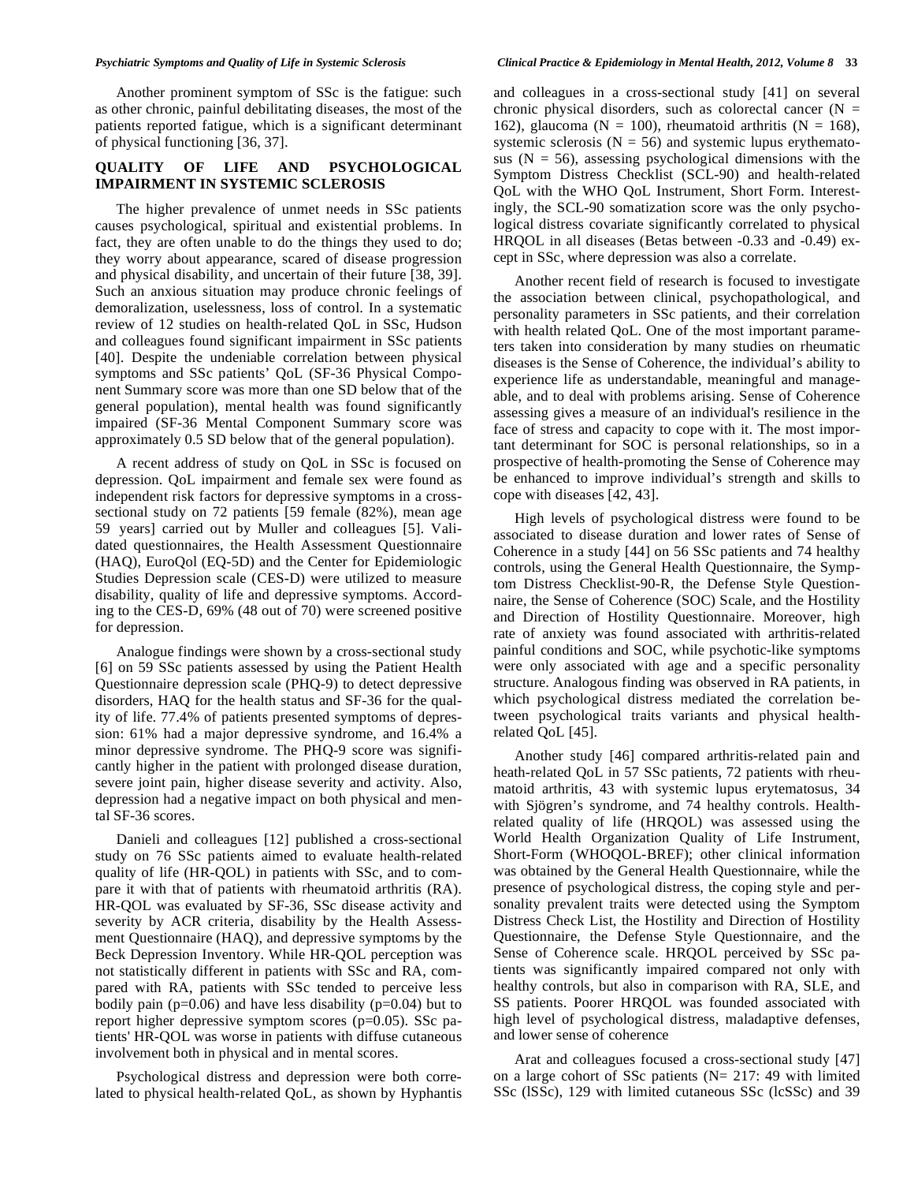Another prominent symptom of SSc is the fatigue: such as other chronic, painful debilitating diseases, the most of the patients reported fatigue, which is a significant determinant of physical functioning [36, 37].

## QUALITY OF LIFE AND PSYCHOLOGICAL IMPAIRMENT IN SYSTEMIC SCLEROSIS

The higher prevalence of unmet needs in SSc patients causes psychological, spiritual and existential problems. In fact, they are often unable to do the things they used to do; they worry about appearance, scared of disease progression and physical disability, and uncertain of their future [38, 39]. Such an anxious situation may produce chronic feelings of demoralization, uselessness, loss of control. In a systematic review of 12 studies on health-related QoL in SSc, Hudson and colleagues found significant impairment in SSc patients [40]. Despite the undeniable correlation between physical symptoms and SSc patients' QoL (SF-36 Physical Component Summary score was more than one SD below that of the general population), mental health was found significantly impaired (SF-36 Mental Component Summary score was approximately 0.5 SD below that of the general population).

A recent address of study on QoL in SSc is focused on depression. QoL impairment and female sex were found as independent risk factors for depressive symptoms in a cross-sectional study on 72 patients [59 female (82%), mean age 59 years] carried out by Muller and colleagues [5]. Validated questionnaires, the Health Assessment Questionnaire (HAQ), EuroQol (EQ-5D) and the Center for Epidemiologic Studies Depression scale (CES-D) were utilized to measure disability, quality of life and depressive symptoms. According to the CES-D, 69% (48 out of 70) were screened positive for depression.

Analogue findings were shown by a cross-sectional study [6] on 59 SSc patients assessed by using the Patient Health Questionnaire depression scale (PHQ-9) to detect depressive disorders, HAQ for the health status and SF-36 for the quality of life. 77.4% of patients presented symptoms of depression: 61% had a major depressive syndrome, and 16.4% a minor depressive syndrome. The PHQ-9 score was significantly higher in the patient with prolonged disease duration, severe joint pain, higher disease severity and activity. Also, depression had a negative impact on both physical and mental SF-36 scores.

Danieli and colleagues [12] published a cross-sectional study on 76 SSc patients aimed to evaluate health-related quality of life (HR-QOL) in patients with SSc, and to compare it with that of patients with rheumatoid arthritis (RA). HR-QOL was evaluated by SF-36, SSc disease activity and severity by ACR criteria, disability by the Health Assessment Questionnaire (HAQ), and depressive symptoms by the Beck Depression Inventory. While HR-QOL perception was not statistically different in patients with SSc and RA, compared with RA, patients with SSc tended to perceive less bodily pain ($p=0.06$) and have less disability ($p=0.04$) but to report higher depressive symptom scores ($p=0.05$). SSc patients' HR-QOL was worse in patients with diffuse cutaneous involvement both in physical and in mental scores.

Psychological distress and depression were both correlated to physical health-related QoL, as shown by Hyphantis and colleagues in a cross-sectional study [41] on several chronic physical disorders, such as colorectal cancer (N = 162), glaucoma (N = 100), rheumatoid arthritis (N = 168), systemic sclerosis (N = 56) and systemic lupus erythematosus (N = 56), assessing psychological dimensions with the Symptom Distress Checklist (SCL-90) and health-related QoL with the WHO QoL Instrument, Short Form. Interestingly, the SCL-90 somatization score was the only psychological distress covariate significantly correlated to physical HRQOL in all diseases (Betas between -0.33 and -0.49) except in SSc, where depression was also a correlate.

Another recent field of research is focused to investigate the association between clinical, psychopathological, and personality parameters in SSc patients, and their correlation with health related QoL. One of the most important parameters taken into consideration by many studies on rheumatic diseases is the Sense of Coherence, the individual's ability to experience life as understandable, meaningful and manageable, and to deal with problems arising. Sense of Coherence assessing gives a measure of an individual's resilience in the face of stress and capacity to cope with it. The most important determinant for SOC is personal relationships, so in a prospective of health-promoting the Sense of Coherence may be enhanced to improve individual's strength and skills to cope with diseases [42, 43].

High levels of psychological distress were found to be associated to disease duration and lower rates of Sense of Coherence in a study [44] on 56 SSc patients and 74 healthy controls, using the General Health Questionnaire, the Symptom Distress Checklist-90-R, the Defense Style Questionnaire, the Sense of Coherence (SOC) Scale, and the Hostility and Direction of Hostility Questionnaire. Moreover, high rate of anxiety was found associated with arthritis-related painful conditions and SOC, while psychotic-like symptoms were only associated with age and a specific personality structure. Analogous finding was observed in RA patients, in which psychological distress mediated the correlation between psychological traits variants and physical health-related QoL [45].

Another study [46] compared arthritis-related pain and heath-related QoL in 57 SSc patients, 72 patients with rheumatoid arthritis, 43 with systemic lupus erytematosus, 34 with Sjögren's syndrome, and 74 healthy controls. Health-related quality of life (HRQOL) was assessed using the World Health Organization Quality of Life Instrument, Short-Form (WHOQOL-BREF); other clinical information was obtained by the General Health Questionnaire, while the presence of psychological distress, the coping style and personality prevalent traits were detected using the Symptom Distress Check List, the Hostility and Direction of Hostility Questionnaire, the Defense Style Questionnaire, and the Sense of Coherence scale. HRQOL perceived by SSc patients was significantly impaired compared not only with healthy controls, but also in comparison with RA, SLE, and SS patients. Poorer HRQOL was founded associated with high level of psychological distress, maladaptive defenses, and lower sense of coherence

Arat and colleagues focused a cross-sectional study [47] on a large cohort of SSc patients (N= 217: 49 with limited SSc (lSSc), 129 with limited cutaneous SSc (lcSSc) and 39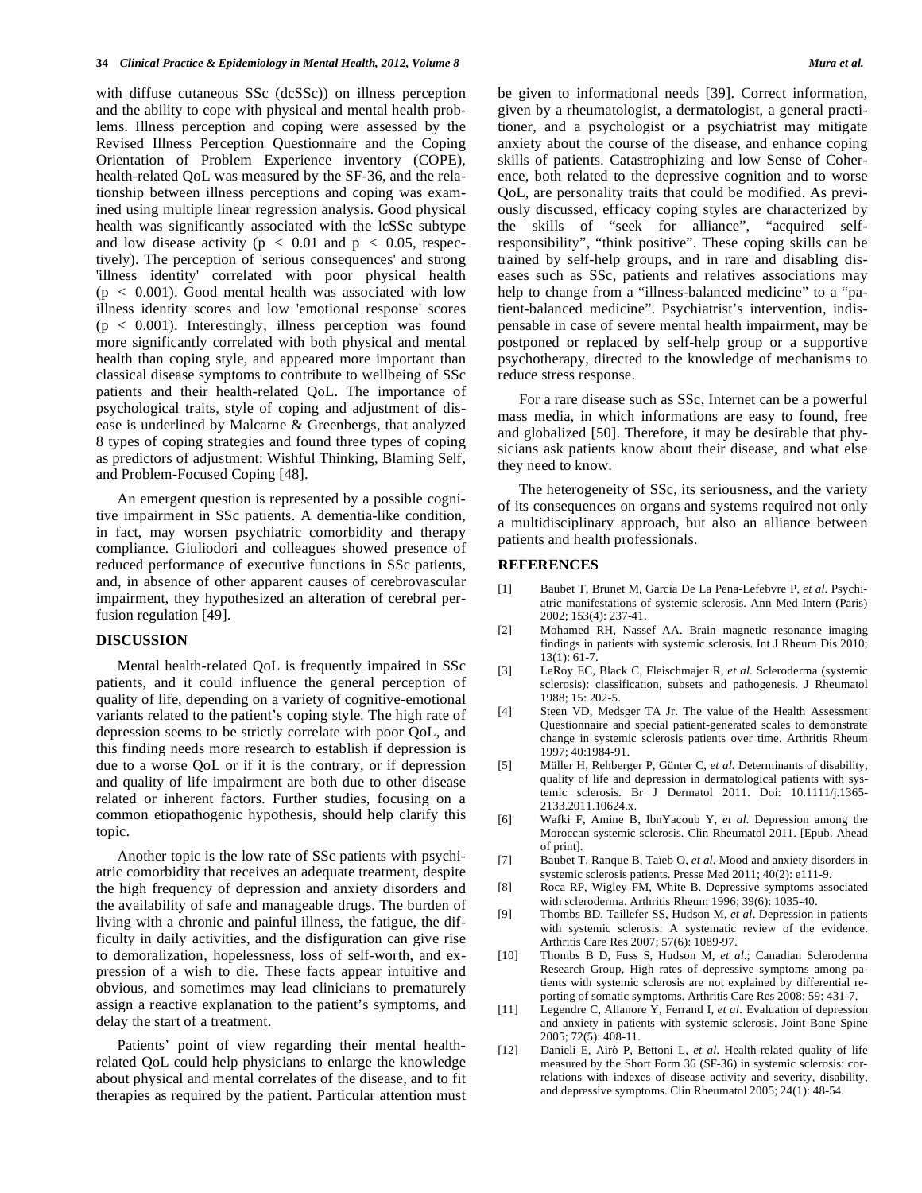with diffuse cutaneous SSc (dcSSc)) on illness perception and the ability to cope with physical and mental health problems. Illness perception and coping were assessed by the Revised Illness Perception Questionnaire and the Coping Orientation of Problem Experience inventory (COPE), health-related QoL was measured by the SF-36, and the relationship between illness perceptions and coping was examined using multiple linear regression analysis. Good physical health was significantly associated with the lcSSc subtype and low disease activity ($p < 0.01$ and $p < 0.05$, respectively). The perception of 'serious consequences' and strong 'illness identity' correlated with poor physical health ($p < 0.001$). Good mental health was associated with low illness identity scores and low 'emotional response' scores ($p < 0.001$). Interestingly, illness perception was found more significantly correlated with both physical and mental health than coping style, and appeared more important than classical disease symptoms to contribute to wellbeing of SSc patients and their health-related QoL. The importance of psychological traits, style of coping and adjustment of disease is underlined by Malcarne & Greenbergs, that analyzed 8 types of coping strategies and found three types of coping as predictors of adjustment: Wishful Thinking, Blaming Self, and Problem-Focused Coping [48].

An emergent question is represented by a possible cognitive impairment in SSc patients. A dementia-like condition, in fact, may worsen psychiatric comorbidity and therapy compliance. Giuliodori and colleagues showed presence of reduced performance of executive functions in SSc patients, and, in absence of other apparent causes of cerebrovascular impairment, they hypothesized an alteration of cerebral perfusion regulation [49].

## DISCUSSION

Mental health-related QoL is frequently impaired in SSc patients, and it could influence the general perception of quality of life, depending on a variety of cognitive-emotional variants related to the patient's coping style. The high rate of depression seems to be strictly correlate with poor QoL, and this finding needs more research to establish if depression is due to a worse QoL or if it is the contrary, or if depression and quality of life impairment are both due to other disease related or inherent factors. Further studies, focusing on a common etiopathogenic hypothesis, should help clarify this topic.

Another topic is the low rate of SSc patients with psychiatric comorbidity that receives an adequate treatment, despite the high frequency of depression and anxiety disorders and the availability of safe and manageable drugs. The burden of living with a chronic and painful illness, the fatigue, the difficulty in daily activities, and the disfiguration can give rise to demoralization, hopelessness, loss of self-worth, and expression of a wish to die. These facts appear intuitive and obvious, and sometimes may lead clinicians to prematurely assign a reactive explanation to the patient's symptoms, and delay the start of a treatment.

Patients' point of view regarding their mental health-related QoL could help physicians to enlarge the knowledge about physical and mental correlates of the disease, and to fit therapies as required by the patient. Particular attention must be given to informational needs [39]. Correct information, given by a rheumatologist, a dermatologist, a general practitioner, and a psychologist or a psychiatrist may mitigate anxiety about the course of the disease, and enhance coping skills of patients. Catastrophizing and low Sense of Coherence, both related to the depressive cognition and to worse QoL, are personality traits that could be modified. As previously discussed, efficacy coping styles are characterized by the skills of "seek for alliance", "acquired self-responsibility", "think positive". These coping skills can be trained by self-help groups, and in rare and disabling diseases such as SSc, patients and relatives associations may help to change from a "illness-balanced medicine" to a "patient-balanced medicine". Psychiatrist's intervention, indispensable in case of severe mental health impairment, may be postponed or replaced by self-help group or a supportive psychotherapy, directed to the knowledge of mechanisms to reduce stress response.

For a rare disease such as SSc, Internet can be a powerful mass media, in which informations are easy to found, free and globalized [50]. Therefore, it may be desirable that physicians ask patients know about their disease, and what else they need to know.

The heterogeneity of SSc, its seriousness, and the variety of its consequences on organs and systems required not only a multidisciplinary approach, but also an alliance between patients and health professionals.

## REFERENCES

[1] Baubet T, Brunet M, Garcia De La Pena-Lefebvre P, *et al.* Psychiatric manifestations of systemic sclerosis. Ann Med Intern (Paris) 2002; 153(4): 237-41.

[2] Mohamed RH, Nassef AA. Brain magnetic resonance imaging findings in patients with systemic sclerosis. Int J Rheum Dis 2010; 13(1): 61-7.

[3] LeRoy EC, Black C, Fleischmajer R, *et al.* Scleroderma (systemic sclerosis): classification, subsets and pathogenesis. J Rheumatol 1988; 15: 202-5.

[4] Steen VD, Medsger TA Jr. The value of the Health Assessment Questionnaire and special patient-generated scales to demonstrate change in systemic sclerosis patients over time. Arthritis Rheum 1997; 40:1984-91.

[5] Müller H, Rehberger P, Günter C, *et al.* Determinants of disability, quality of life and depression in dermatological patients with systemic sclerosis. Br J Dermatol 2011. Doi: 10.1111/j.1365-2133.2011.10624.x.

[6] Wafki F, Amine B, IbnYacoub Y, *et al.* Depression among the Moroccan systemic sclerosis. Clin Rheumatol 2011. [Epub. Ahead of print].

[7] Baubet T, Ranque B, Taïeb O, *et al.* Mood and anxiety disorders in systemic sclerosis patients. Presse Med 2011; 40(2): e111-9.

[8] Roca RP, Wigley FM, White B. Depressive symptoms associated with scleroderma. Arthritis Rheum 1996; 39(6): 1035-40.

[9] Thombs BD, Taillefer SS, Hudson M, *et al.* Depression in patients with systemic sclerosis: A systematic review of the evidence. Arthritis Care Res 2007; 57(6): 1089-97.

[10] Thombs B D, Fuss S, Hudson M, *et al.*; Canadian Scleroderma Research Group, High rates of depressive symptoms among patients with systemic sclerosis are not explained by differential reporting of somatic symptoms. Arthritis Care Res 2008; 59: 431-7.

[11] Legendre C, Allanore Y, Ferrand I, *et al.* Evaluation of depression and anxiety in patients with systemic sclerosis. Joint Bone Spine 2005; 72(5): 408-11.

[12] Danieli E, Airò P, Bettoni L, *et al.* Health-related quality of life measured by the Short Form 36 (SF-36) in systemic sclerosis: correlations with indexes of disease activity and severity, disability, and depressive symptoms. Clin Rheumatol 2005; 24(1): 48-54.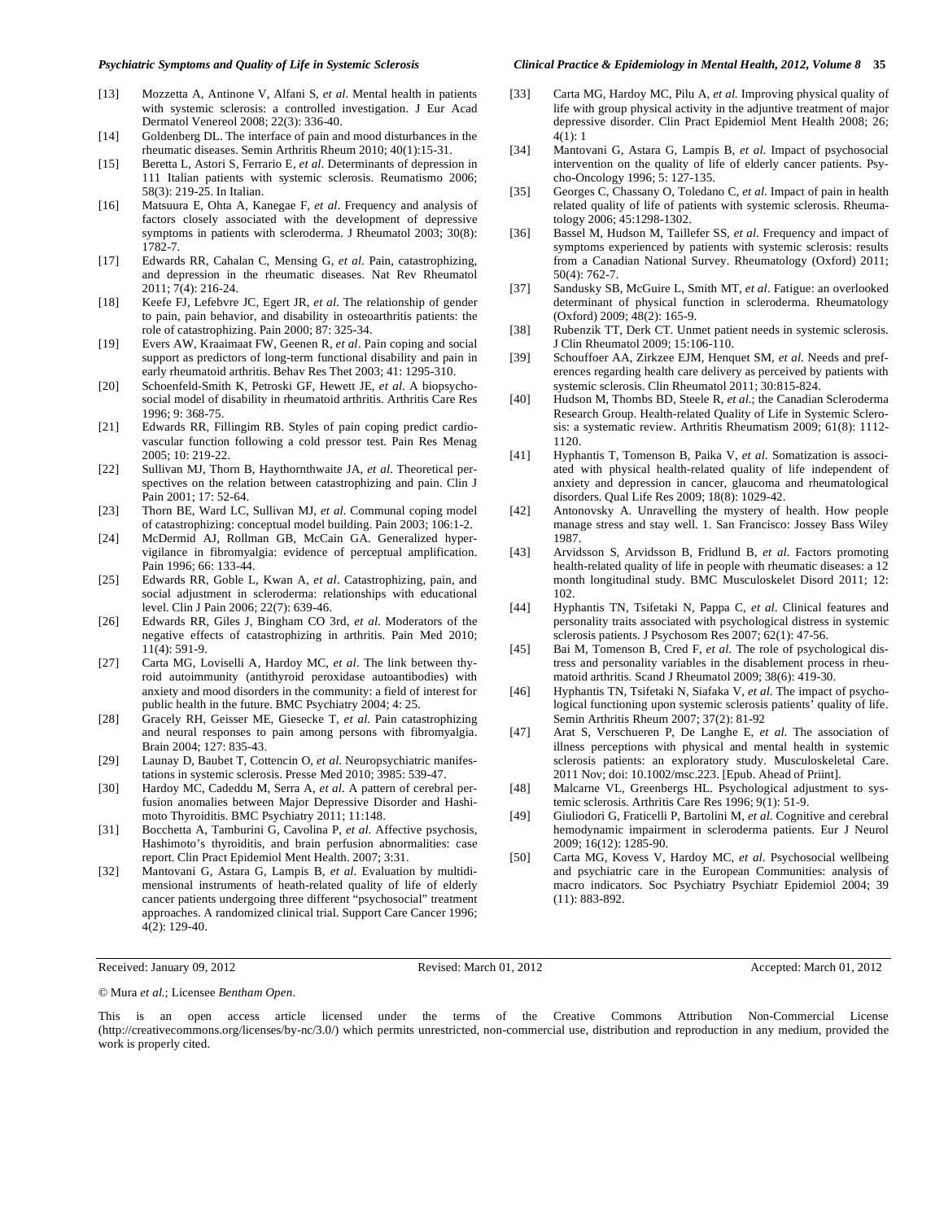[13] Mozzetta A, Antinone V, Alfani S, *et al*. Mental health in patients with systemic sclerosis: a controlled investigation. J Eur Acad Dermatol Venereol 2008; 22(3): 336-40.

[14] Goldenberg DL. The interface of pain and mood disturbances in the rheumatic diseases. Semin Arthritis Rheum 2010; 40(1):15-31.

[15] Beretta L, Astori S, Ferrario E, *et al*. Determinants of depression in 111 Italian patients with systemic sclerosis. Reumatismo 2006; 58(3): 219-25. In Italian.

[16] Matsuura E, Ohta A, Kanegae F, *et al*. Frequency and analysis of factors closely associated with the development of depressive symptoms in patients with scleroderma. J Rheumatol 2003; 30(8): 1782-7.

[17] Edwards RR, Cahalan C, Mensing G, *et al*. Pain, catastrophizing, and depression in the rheumatic diseases. Nat Rev Rheumatol 2011; 7(4): 216-24.

[18] Keefe FJ, Lefebvre JC, Egert JR, *et al*. The relationship of gender to pain, pain behavior, and disability in osteoarthritis patients: the role of catastrophizing. Pain 2000; 87: 325-34.

[19] Evers AW, Kraaimaat FW, Geenen R, *et al*. Pain coping and social support as predictors of long-term functional disability and pain in early rheumatoid arthritis. Behav Res Thet 2003; 41: 1295-310.

[20] Schoenfeld-Smith K, Petroski GF, Hewett JE, *et al*. A biopsychosocial model of disability in rheumatoid arthritis. Arthritis Care Res 1996; 9: 368-75.

[21] Edwards RR, Fillingim RB. Styles of pain coping predict cardiovascular function following a cold pressor test. Pain Res Menag 2005; 10: 219-22.

[22] Sullivan MJ, Thorn B, Haythornthwaite JA, *et al*. Theoretical perspectives on the relation between catastrophizing and pain. Clin J Pain 2001; 17: 52-64.

[23] Thorn BE, Ward LC, Sullivan MJ, *et al*. Communal coping model of catastrophizing: conceptual model building. Pain 2003; 106:1-2.

[24] McDermid AJ, Rollman GB, McCain GA. Generalized hypervigilance in fibromyalgia: evidence of perceptual amplification. Pain 1996; 66: 133-44.

[25] Edwards RR, Goble L, Kwan A, *et al*. Catastrophizing, pain, and social adjustment in scleroderma: relationships with educational level. Clin J Pain 2006; 22(7): 639-46.

[26] Edwards RR, Giles J, Bingham CO 3rd, *et al*. Moderators of the negative effects of catastrophizing in arthritis. Pain Med 2010; 11(4): 591-9.

[27] Carta MG, Loviselli A, Hardoy MC, *et al*. The link between thyroid autoimmunity (antithyroid peroxidase autoantibodies) with anxiety and mood disorders in the community: a field of interest for public health in the future. BMC Psychiatry 2004; 4: 25.

[28] Gracely RH, Geisser ME, Giesecke T, *et al*. Pain catastrophizing and neural responses to pain among persons with fibromyalgia. Brain 2004; 127: 835-43.

[29] Launay D, Baubet T, Cottencin O, *et al*. Neuropsychiatric manifestations in systemic sclerosis. Presse Med 2010; 3985: 539-47.

[30] Hardoy MC, Cadeddu M, Serra A, *et al*. A pattern of cerebral perfusion anomalies between Major Depressive Disorder and Hashimoto Thyroiditis. BMC Psychiatry 2011; 11:148.

[31] Bocchetta A, Tamburini G, Cavolina P, *et al*. Affective psychosis, Hashimoto's thyroiditis, and brain perfusion abnormalities: case report. Clin Pract Epidemiol Ment Health. 2007; 3:31.

[32] Mantovani G, Astara G, Lampis B, *et al*. Evaluation by multidimensional instruments of heath-related quality of life of elderly cancer patients undergoing three different "psychosocial" treatment approaches. A randomized clinical trial. Support Care Cancer 1996; 4(2): 129-40.

[33] Carta MG, Hardoy MC, Pilu A, *et al*. Improving physical quality of life with group physical activity in the adjuntive treatment of major depressive disorder. Clin Pract Epidemiol Ment Health 2008; 26; 4(1): 1

[34] Mantovani G, Astara G, Lampis B, *et al*. Impact of psychosocial intervention on the quality of life of elderly cancer patients. Psycho-Oncology 1996; 5: 127-135.

[35] Georges C, Chassany O, Toledano C, *et al*. Impact of pain in health related quality of life of patients with systemic sclerosis. Rheumatology 2006; 45:1298-1302.

[36] Bassel M, Hudson M, Taillefer SS, *et al*. Frequency and impact of symptoms experienced by patients with systemic sclerosis: results from a Canadian National Survey. Rheumatology (Oxford) 2011; 50(4): 762-7.

[37] Sandusky SB, McGuire L, Smith MT, *et al*. Fatigue: an overlooked determinant of physical function in scleroderma. Rheumatology (Oxford) 2009; 48(2): 165-9.

[38] Rubenzik TT, Derk CT. Unmet patient needs in systemic sclerosis. J Clin Rheumatol 2009; 15:106-110.

[39] Schouffoer AA, Zirkzee EJM, Henquet SM, *et al*. Needs and preferences regarding health care delivery as perceived by patients with systemic sclerosis. Clin Rheumatol 2011; 30:815-824.

[40] Hudson M, Thombs BD, Steele R, *et al*.; the Canadian Scleroderma Research Group. Health-related Quality of Life in Systemic Sclerosis: a systematic review. Arthritis Rheumatism 2009; 61(8): 1112-1120.

[41] Hyphantis T, Tomenson B, Paika V, *et al*. Somatization is associated with physical health-related quality of life independent of anxiety and depression in cancer, glaucoma and rheumatological disorders. Qual Life Res 2009; 18(8): 1029-42.

[42] Antonovsky A. Unravelling the mystery of health. How people manage stress and stay well. 1. San Francisco: Jossey Bass Wiley 1987.

[43] Arvidsson S, Arvidsson B, Fridlund B, *et al*. Factors promoting health-related quality of life in people with rheumatic diseases: a 12 month longitudinal study. BMC Musculoskelet Disord 2011; 12: 102.

[44] Hyphantis TN, Tsifetaki N, Pappa C, *et al*. Clinical features and personality traits associated with psychological distress in systemic sclerosis patients. J Psychosom Res 2007; 62(1): 47-56.

[45] Bai M, Tomenson B, Cred F, *et al*. The role of psychological distress and personality variables in the disablement process in rheumatoid arthritis. Scand J Rheumatol 2009; 38(6): 419-30.

[46] Hyphantis TN, Tsifetaki N, Siafaka V, *et al*. The impact of psychological functioning upon systemic sclerosis patients' quality of life. Semin Arthritis Rheum 2007; 37(2): 81-92

[47] Arat S, Verschueren P, De Langhe E, *et al*. The association of illness perceptions with physical and mental health in systemic sclerosis patients: an exploratory study. Musculoskeletal Care. 2011 Nov; doi: 10.1002/msc.223. [Epub. Ahead of Priint].

[48] Malcarne VL, Greenbergs HL. Psychological adjustment to systemic sclerosis. Arthritis Care Res 1996; 9(1): 51-9.

[49] Giuliodori G, Fraticelli P, Bartolini M, *et al*. Cognitive and cerebral hemodynamic impairment in scleroderma patients. Eur J Neurol 2009; 16(12): 1285-90.

[50] Carta MG, Kovess V, Hardoy MC, *et al*. Psychosocial wellbeing and psychiatric care in the European Communities: analysis of macro indicators. Soc Psychiatry Psychiatr Epidemiol 2004; 39 (11): 883-892.

Received: January 09, 2012 Revised: March 01, 2012 Accepted: March 01, 2012

© Mura *et al*.; Licensee *Bentham Open*.

This is an open access article licensed under the terms of the Creative Commons Attribution Non-Commercial License (http://creativecommons.org/licenses/by-nc/3.0/) which permits unrestricted, non-commercial use, distribution and reproduction in any medium, provided the work is properly cited.